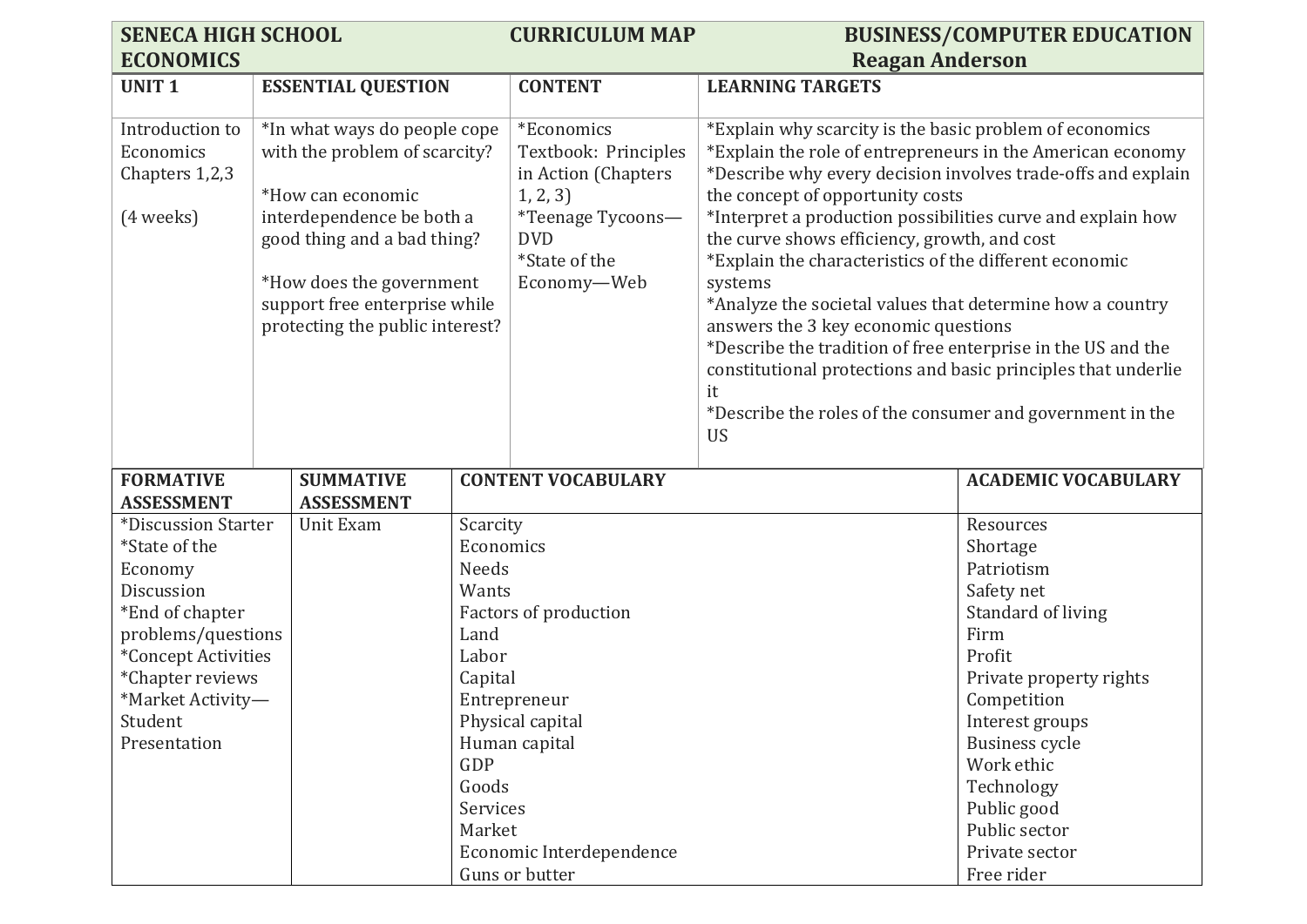| SENECA HIGH SCHOOL ECONOMICS | CURRICULUM MAP | BUSINESS/COMPUTER EDUCATION Reagan Anderson |
|---|---|---|

| UNIT 1 | ESSENTIAL QUESTION | CONTENT | LEARNING TARGETS |
|---|---|---|---|
| Introduction to Economics Chapters 1,2,3<br><br>(4 weeks) | *In what ways do people cope with the problem of scarcity?<br><br>*How can economic interdependence be both a good thing and a bad thing?<br><br>*How does the government support free enterprise while protecting the public interest? | *Economics Textbook: Principles in Action (Chapters 1, 2, 3)<br>*Teenage Tycoons—DVD<br>*State of the Economy—Web | *Explain why scarcity is the basic problem of economics<br>*Explain the role of entrepreneurs in the American economy<br>*Describe why every decision involves trade-offs and explain the concept of opportunity costs<br>*Interpret a production possibilities curve and explain how the curve shows efficiency, growth, and cost<br>*Explain the characteristics of the different economic systems<br>*Analyze the societal values that determine how a country answers the 3 key economic questions<br>*Describe the tradition of free enterprise in the US and the constitutional protections and basic principles that underlie it<br>*Describe the roles of the consumer and government in the US |

| FORMATIVE ASSESSMENT | SUMMATIVE ASSESSMENT | CONTENT VOCABULARY | ACADEMIC VOCABULARY |
|---|---|---|---|
| *Discussion Starter<br>*State of the Economy Discussion<br>*End of chapter problems/questions<br>*Concept Activities<br>*Chapter reviews<br>*Market Activity—Student Presentation | Unit Exam | Scarcity<br>Economics<br>Needs<br>Wants<br>Factors of production<br>Land<br>Labor<br>Capital<br>Entrepreneur<br>Physical capital<br>Human capital<br>GDP<br>Goods<br>Services<br>Market<br>Economic Interdependence<br>Guns or butter | Resources<br>Shortage<br>Patriotism<br>Safety net<br>Standard of living<br>Firm<br>Profit<br>Private property rights<br>Competition<br>Interest groups<br>Business cycle<br>Work ethic<br>Technology<br>Public good<br>Public sector<br>Private sector<br>Free rider |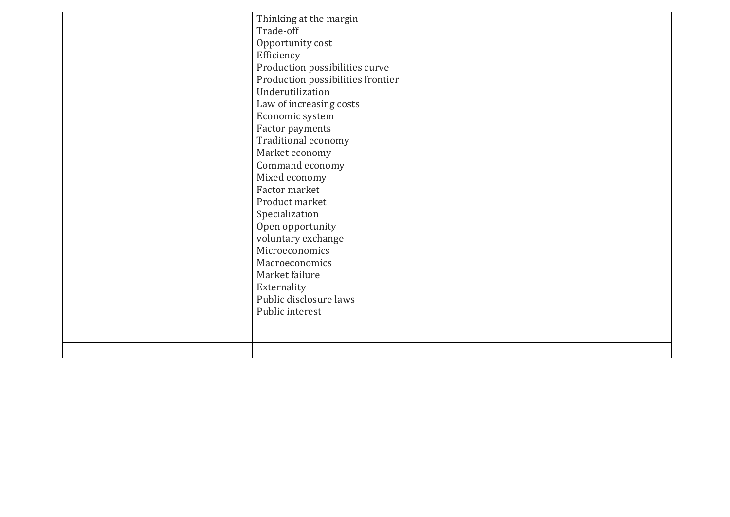| | | | |
|---|---|---|---|
| | | Thinking at the margin<br>Trade-off<br>Opportunity cost<br>Efficiency<br>Production possibilities curve<br>Production possibilities frontier<br>Underutilization<br>Law of increasing costs<br>Economic system<br>Factor payments<br>Traditional economy<br>Market economy<br>Command economy<br>Mixed economy<br>Factor market<br>Product market<br>Specialization<br>Open opportunity<br>voluntary exchange<br>Microeconomics<br>Macroeconomics<br>Market failure<br>Externality<br>Public disclosure laws<br>Public interest | |
| | | | |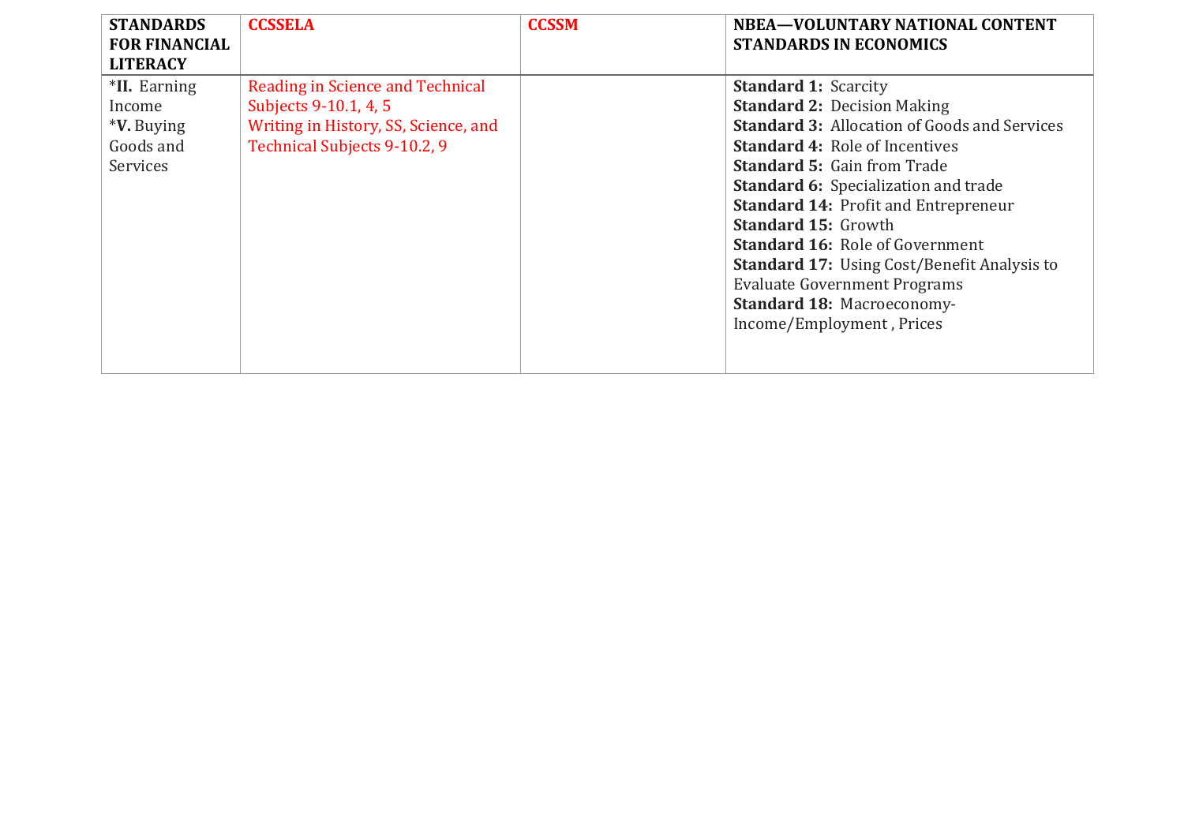| **STANDARDS FOR FINANCIAL LITERACY** | **CCSSELA** | **CCSSM** | **NBEA—VOLUNTARY NATIONAL CONTENT STANDARDS IN ECONOMICS** |
|---|---|---|---|
| *__II.__ Earning Income<br>*__V.__ Buying Goods and Services | Reading in Science and Technical Subjects 9-10.1, 4, 5<br>Writing in History, SS, Science, and Technical Subjects 9-10.2, 9 | | **Standard 1:** Scarcity<br>**Standard 2:** Decision Making<br>**Standard 3:** Allocation of Goods and Services<br>**Standard 4:** Role of Incentives<br>**Standard 5:** Gain from Trade<br>**Standard 6:** Specialization and trade<br>**Standard 14:** Profit and Entrepreneur<br>**Standard 15:** Growth<br>**Standard 16:** Role of Government<br>**Standard 17:** Using Cost/Benefit Analysis to Evaluate Government Programs<br>**Standard 18:** Macroeconomy-Income/Employment , Prices |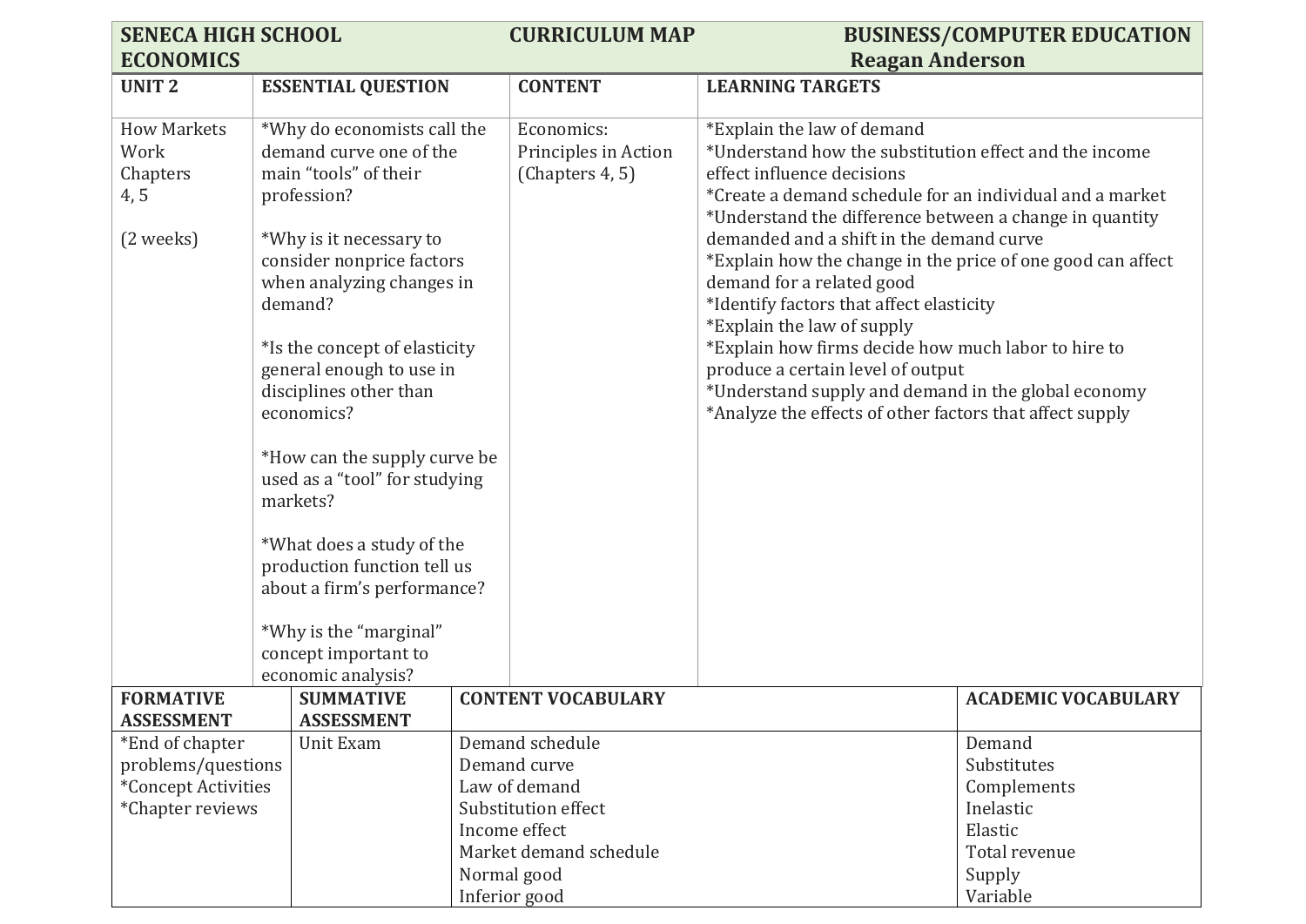| SENECA HIGH SCHOOL ECONOMICS | CURRICULUM MAP | BUSINESS/COMPUTER EDUCATION Reagan Anderson |
|---|---|---|

| UNIT 2 | ESSENTIAL QUESTION | CONTENT | LEARNING TARGETS |
|---|---|---|---|
| How Markets Work Chapters 4, 5<br><br>(2 weeks) | *Why do economists call the demand curve one of the main "tools" of their profession?<br><br>*Why is it necessary to consider nonprice factors when analyzing changes in demand?<br><br>*Is the concept of elasticity general enough to use in disciplines other than economics?<br><br>*How can the supply curve be used as a "tool" for studying markets?<br><br>*What does a study of the production function tell us about a firm's performance?<br><br>*Why is the "marginal" concept important to economic analysis? | Economics: Principles in Action (Chapters 4, 5) | *Explain the law of demand<br>*Understand how the substitution effect and the income effect influence decisions<br>*Create a demand schedule for an individual and a market<br>*Understand the difference between a change in quantity demanded and a shift in the demand curve<br>*Explain how the change in the price of one good can affect demand for a related good<br>*Identify factors that affect elasticity<br>*Explain the law of supply<br>*Explain how firms decide how much labor to hire to produce a certain level of output<br>*Understand supply and demand in the global economy<br>*Analyze the effects of other factors that affect supply |

| FORMATIVE ASSESSMENT | SUMMATIVE ASSESSMENT | CONTENT VOCABULARY | ACADEMIC VOCABULARY |
|---|---|---|---|
| *End of chapter problems/questions<br>*Concept Activities<br>*Chapter reviews | Unit Exam | Demand schedule<br>Demand curve<br>Law of demand<br>Substitution effect<br>Income effect<br>Market demand schedule<br>Normal good<br>Inferior good | Demand<br>Substitutes<br>Complements<br>Inelastic<br>Elastic<br>Total revenue<br>Supply<br>Variable |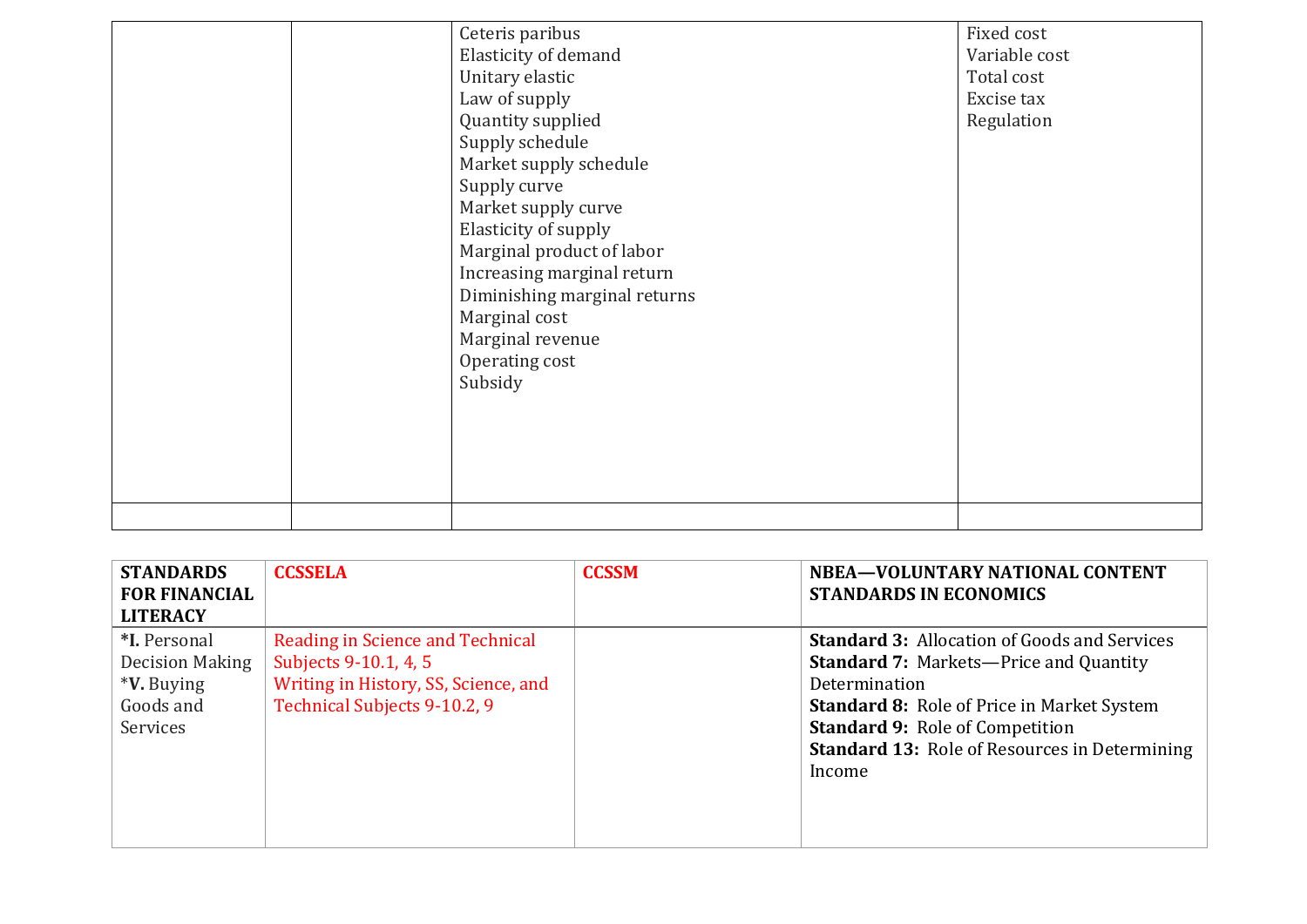|  |  | Ceteris paribus<br>Elasticity of demand<br>Unitary elastic<br>Law of supply<br>Quantity supplied<br>Supply schedule<br>Market supply schedule<br>Supply curve<br>Market supply curve<br>Elasticity of supply<br>Marginal product of labor<br>Increasing marginal return<br>Diminishing marginal returns<br>Marginal cost<br>Marginal revenue<br>Operating cost<br>Subsidy | Fixed cost<br>Variable cost<br>Total cost<br>Excise tax<br>Regulation |
|---|---|---|---|
|  |  |  |  |

| **STANDARDS FOR FINANCIAL LITERACY** | **CCSSELA** | **CCSSM** | **NBEA—VOLUNTARY NATIONAL CONTENT STANDARDS IN ECONOMICS** |
|---|---|---|---|
| ***I.** Personal Decision Making<br>***V.** Buying Goods and Services | Reading in Science and Technical Subjects 9-10.1, 4, 5<br>Writing in History, SS, Science, and Technical Subjects 9-10.2, 9 |  | **Standard 3:** Allocation of Goods and Services<br>**Standard 7:** Markets—Price and Quantity Determination<br>**Standard 8:** Role of Price in Market System<br>**Standard 9:** Role of Competition<br>**Standard 13:** Role of Resources in Determining Income |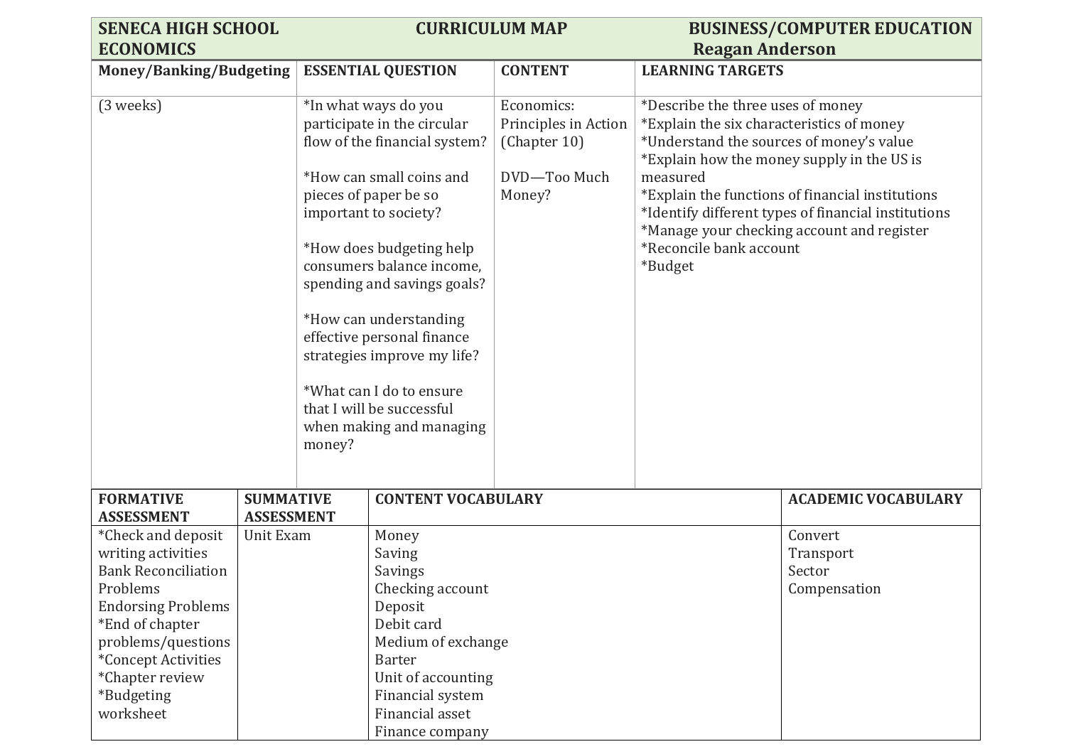| SENECA HIGH SCHOOL ECONOMICS | CURRICULUM MAP | | BUSINESS/COMPUTER EDUCATION Reagan Anderson |
|---|---|---|---|
| **Money/Banking/Budgeting** | **ESSENTIAL QUESTION** | **CONTENT** | **LEARNING TARGETS** |
| (3 weeks) | *In what ways do you participate in the circular flow of the financial system?<br><br>*How can small coins and pieces of paper be so important to society?<br><br>*How does budgeting help consumers balance income, spending and savings goals?<br><br>*How can understanding effective personal finance strategies improve my life?<br><br>*What can I do to ensure that I will be successful when making and managing money? | Economics: Principles in Action (Chapter 10)<br><br>DVD—Too Much Money? | *Describe the three uses of money<br>*Explain the six characteristics of money<br>*Understand the sources of money's value<br>*Explain how the money supply in the US is measured<br>*Explain the functions of financial institutions<br>*Identify different types of financial institutions<br>*Manage your checking account and register<br>*Reconcile bank account<br>*Budget |

| FORMATIVE ASSESSMENT | SUMMATIVE ASSESSMENT | CONTENT VOCABULARY | ACADEMIC VOCABULARY |
|---|---|---|---|
| *Check and deposit writing activities<br>Bank Reconciliation Problems<br>Endorsing Problems<br>*End of chapter problems/questions<br>*Concept Activities<br>*Chapter review<br>*Budgeting worksheet | Unit Exam | Money<br>Saving<br>Savings<br>Checking account<br>Deposit<br>Debit card<br>Medium of exchange<br>Barter<br>Unit of accounting<br>Financial system<br>Financial asset<br>Finance company | Convert<br>Transport<br>Sector<br>Compensation |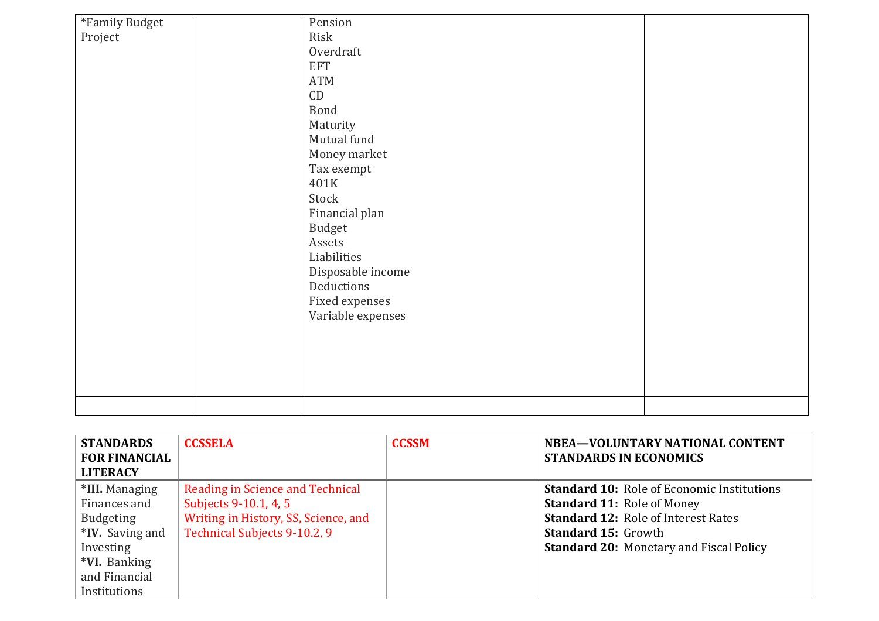| | | | |
|---|---|---|---|
| *Family Budget Project | | Pension<br>Risk<br>Overdraft<br>EFT<br>ATM<br>CD<br>Bond<br>Maturity<br>Mutual fund<br>Money market<br>Tax exempt<br>401K<br>Stock<br>Financial plan<br>Budget<br>Assets<br>Liabilities<br>Disposable income<br>Deductions<br>Fixed expenses<br>Variable expenses | |
| | | | |

| **STANDARDS FOR FINANCIAL LITERACY** | **CCSSELA** | **CCSSM** | **NBEA—VOLUNTARY NATIONAL CONTENT STANDARDS IN ECONOMICS** |
|---|---|---|---|
| ***III.** Managing Finances and Budgeting<br>***IV.** Saving and Investing<br>***VI.** Banking and Financial Institutions | Reading in Science and Technical Subjects 9-10.1, 4, 5<br>Writing in History, SS, Science, and Technical Subjects 9-10.2, 9 | | **Standard 10:** Role of Economic Institutions<br>**Standard 11:** Role of Money<br>**Standard 12:** Role of Interest Rates<br>**Standard 15:** Growth<br>**Standard 20:** Monetary and Fiscal Policy |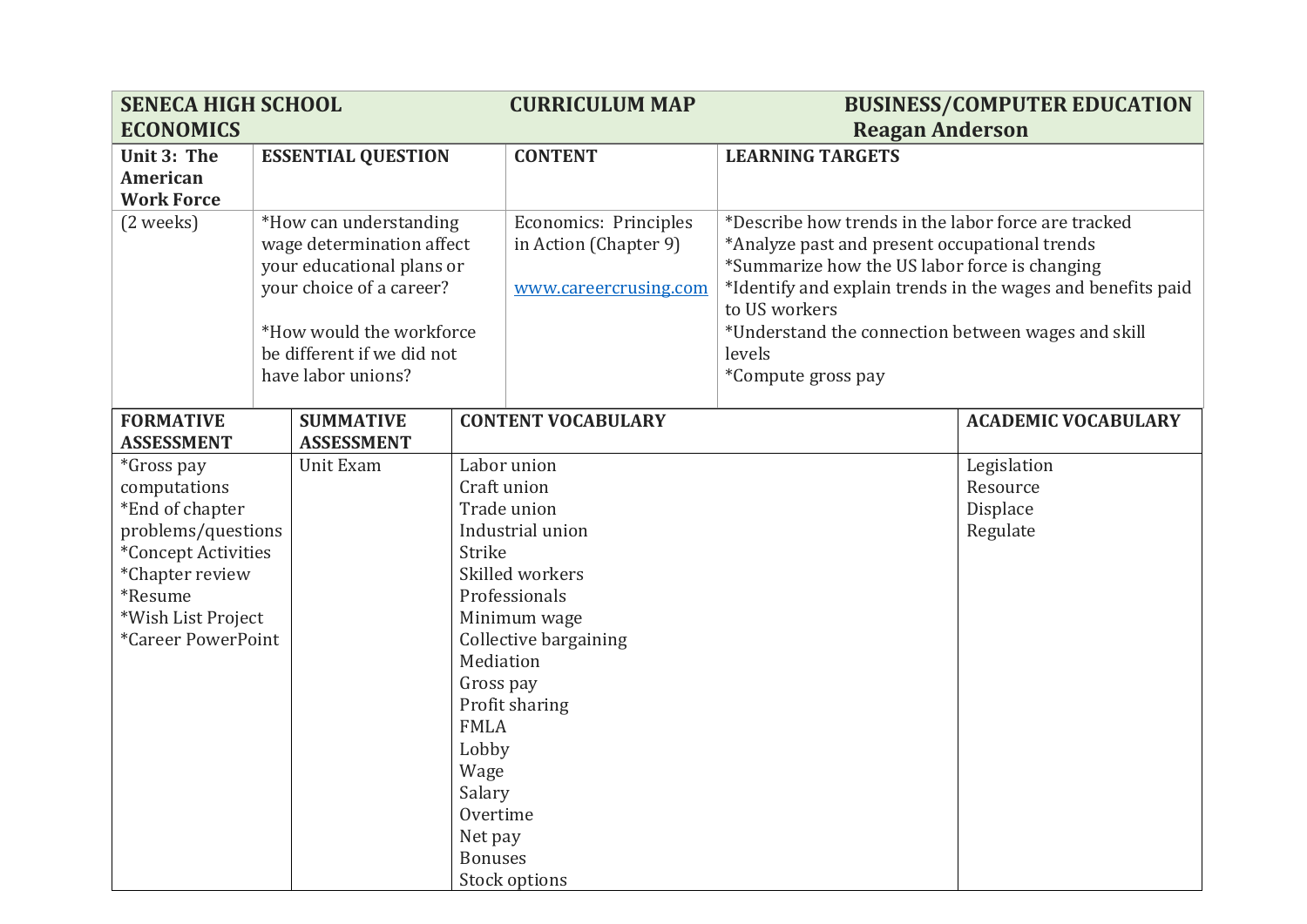| SENECA HIGH SCHOOL ECONOMICS | CURRICULUM MAP | BUSINESS/COMPUTER EDUCATION Reagan Anderson |
|---|---|---|

| Unit 3: The American Work Force | ESSENTIAL QUESTION | CONTENT | LEARNING TARGETS |
|---|---|---|---|
| (2 weeks) | *How can understanding wage determination affect your educational plans or your choice of a career?<br><br>*How would the workforce be different if we did not have labor unions? | Economics: Principles in Action (Chapter 9)<br><br>www.careercrusing.com | *Describe how trends in the labor force are tracked<br>*Analyze past and present occupational trends<br>*Summarize how the US labor force is changing<br>*Identify and explain trends in the wages and benefits paid to US workers<br>*Understand the connection between wages and skill levels<br>*Compute gross pay |

| FORMATIVE ASSESSMENT | SUMMATIVE ASSESSMENT | CONTENT VOCABULARY | ACADEMIC VOCABULARY |
|---|---|---|---|
| *Gross pay computations<br>*End of chapter problems/questions<br>*Concept Activities<br>*Chapter review<br>*Resume<br>*Wish List Project<br>*Career PowerPoint | Unit Exam | Labor union<br>Craft union<br>Trade union<br>Industrial union<br>Strike<br>Skilled workers<br>Professionals<br>Minimum wage<br>Collective bargaining<br>Mediation<br>Gross pay<br>Profit sharing<br>FMLA<br>Lobby<br>Wage<br>Salary<br>Overtime<br>Net pay<br>Bonuses<br>Stock options | Legislation<br>Resource<br>Displace<br>Regulate |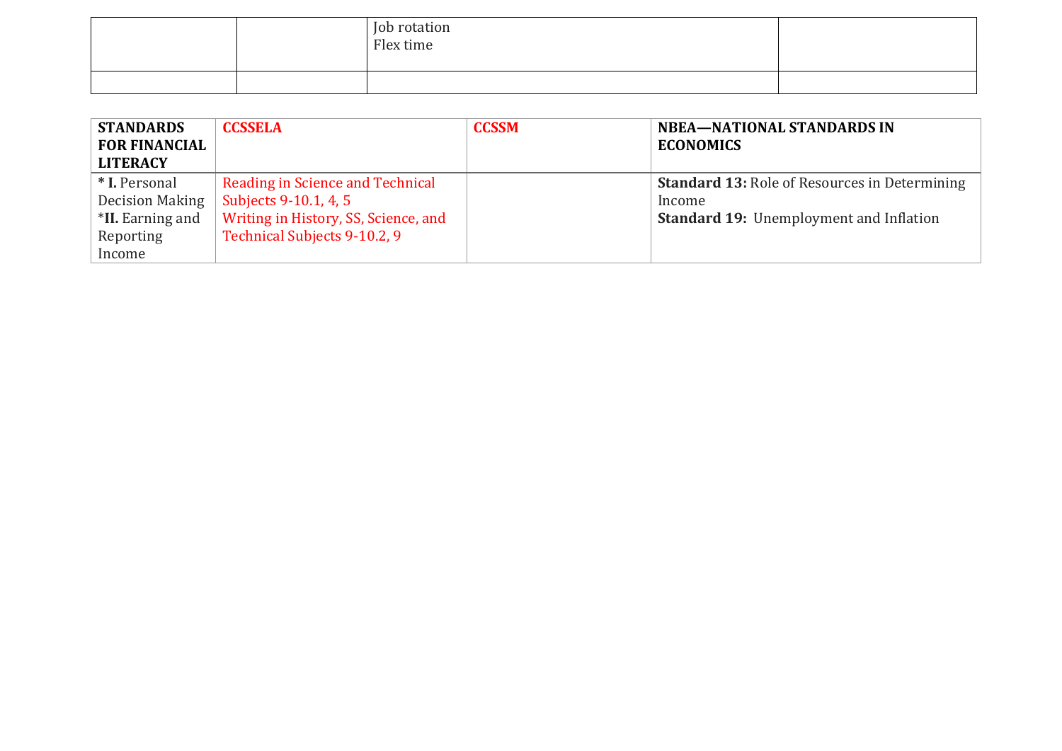| | | Job rotation<br>Flex time | |
|---|---|---|---|
| | | | |

| STANDARDS FOR FINANCIAL LITERACY | CCSSELA | CCSSM | NBEA—NATIONAL STANDARDS IN ECONOMICS |
|---|---|---|---|
| * **I.** Personal Decision Making<br>***II.** Earning and Reporting Income | Reading in Science and Technical Subjects 9-10.1, 4, 5<br>Writing in History, SS, Science, and Technical Subjects 9-10.2, 9 | | **Standard 13:** Role of Resources in Determining Income<br>**Standard 19:** Unemployment and Inflation |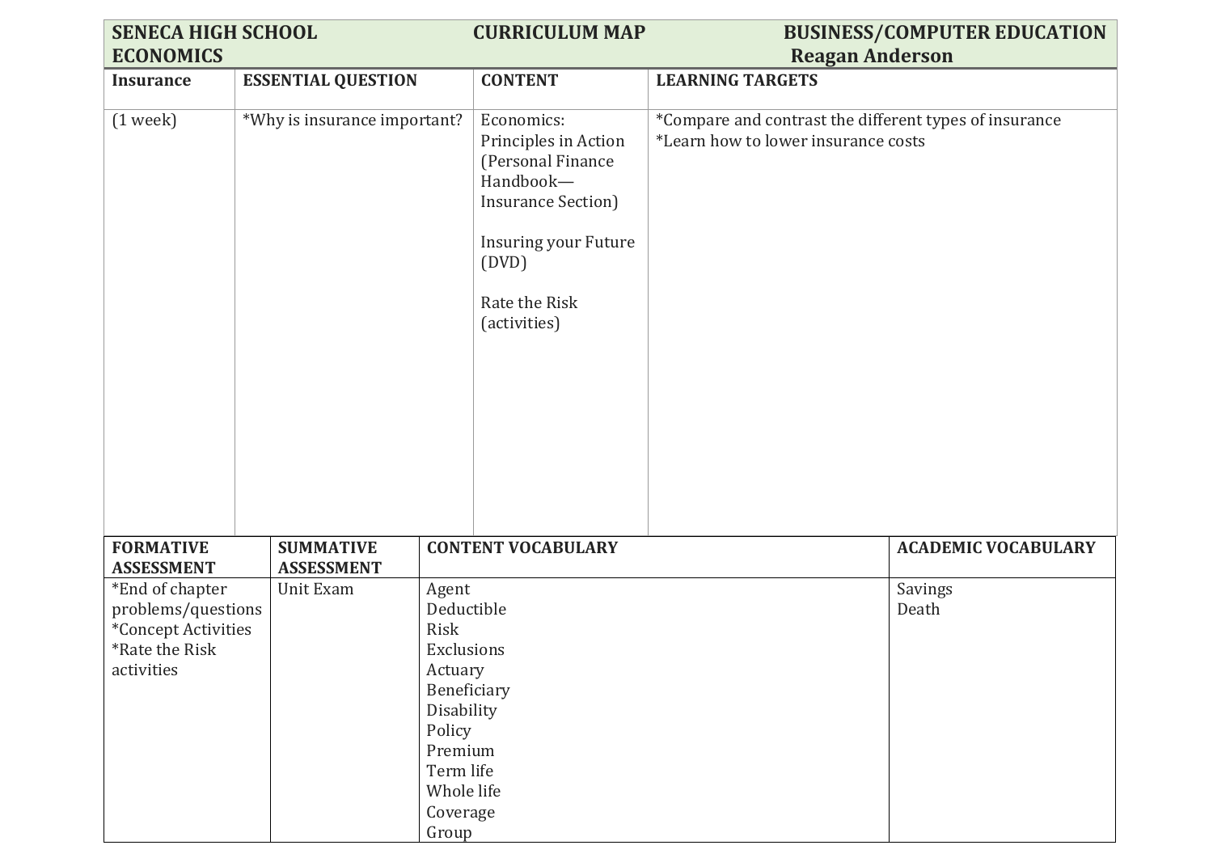| SENECA HIGH SCHOOL ECONOMICS | | CURRICULUM MAP | BUSINESS/COMPUTER EDUCATION Reagan Anderson |
|---|---|---|---|
| **Insurance** | **ESSENTIAL QUESTION** | **CONTENT** | **LEARNING TARGETS** |
| (1 week) | *Why is insurance important? | Economics: Principles in Action (Personal Finance Handbook—Insurance Section)<br><br>Insuring your Future (DVD)<br><br>Rate the Risk (activities) | *Compare and contrast the different types of insurance<br>*Learn how to lower insurance costs |

| FORMATIVE ASSESSMENT | SUMMATIVE ASSESSMENT | CONTENT VOCABULARY | ACADEMIC VOCABULARY |
|---|---|---|---|
| *End of chapter problems/questions<br>*Concept Activities<br>*Rate the Risk activities | Unit Exam | Agent<br>Deductible<br>Risk<br>Exclusions<br>Actuary<br>Beneficiary<br>Disability<br>Policy<br>Premium<br>Term life<br>Whole life<br>Coverage<br>Group | Savings<br>Death |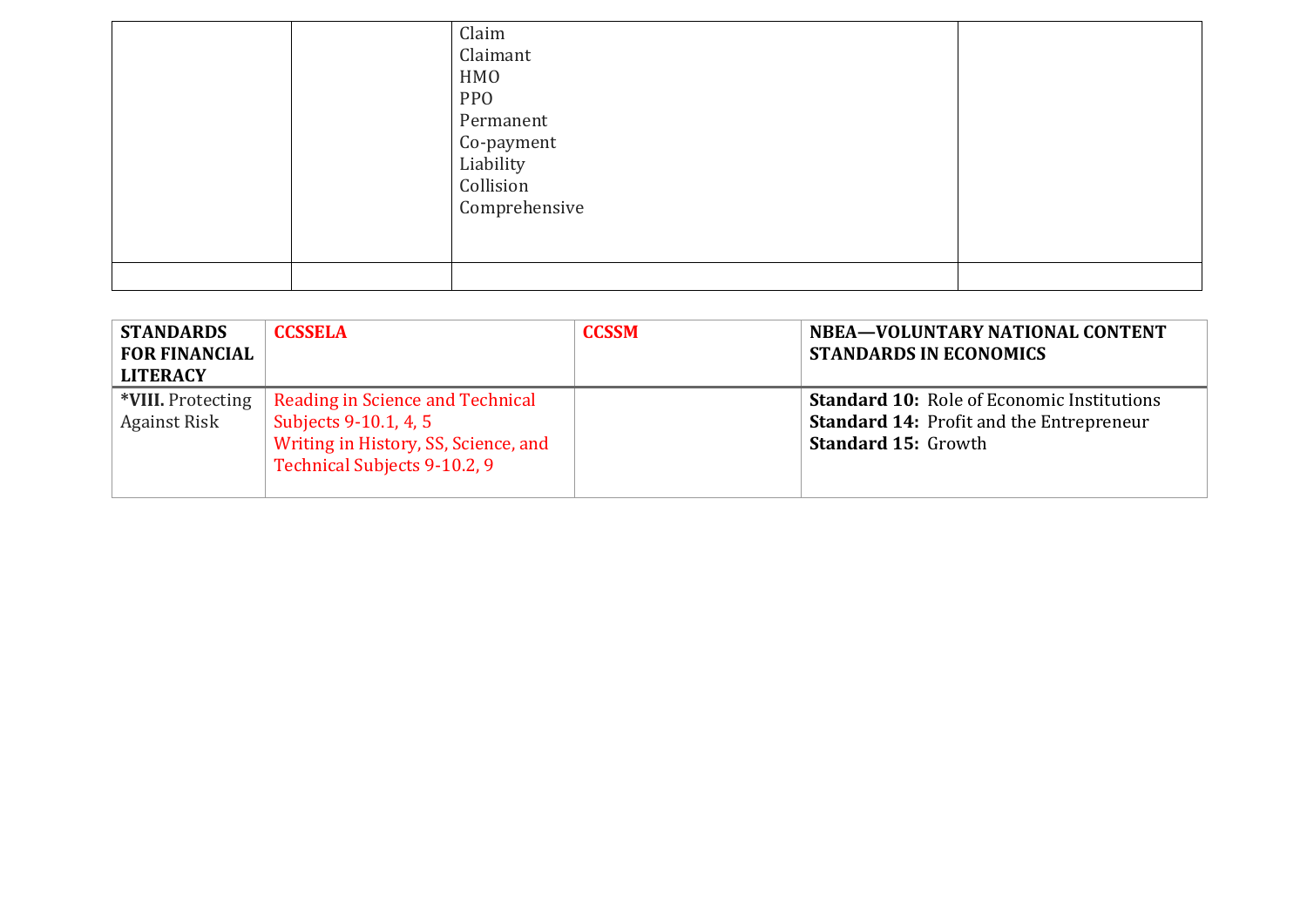|  |  | Claim<br>Claimant<br>HMO<br>PPO<br>Permanent<br>Co-payment<br>Liability<br>Collision<br>Comprehensive |  |
|---|---|---|---|
|  |  |  |  |

| **STANDARDS FOR FINANCIAL LITERACY** | **CCSSELA** | **CCSSM** | **NBEA—VOLUNTARY NATIONAL CONTENT STANDARDS IN ECONOMICS** |
|---|---|---|---|
| ***VIII.** Protecting Against Risk | Reading in Science and Technical Subjects 9-10.1, 4, 5<br>Writing in History, SS, Science, and Technical Subjects 9-10.2, 9 |  | **Standard 10:** Role of Economic Institutions<br>**Standard 14:** Profit and the Entrepreneur<br>**Standard 15:** Growth |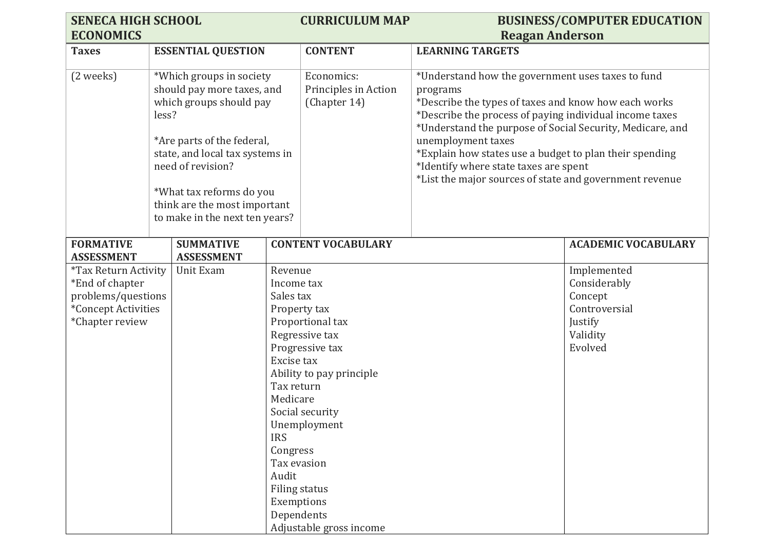| SENECA HIGH SCHOOL ECONOMICS | CURRICULUM MAP | BUSINESS/COMPUTER EDUCATION Reagan Anderson |
|---|---|---|

| Taxes | ESSENTIAL QUESTION | CONTENT | LEARNING TARGETS |
|---|---|---|---|
| (2 weeks) | *Which groups in society should pay more taxes, and which groups should pay less?<br><br>*Are parts of the federal, state, and local tax systems in need of revision?<br><br>*What tax reforms do you think are the most important to make in the next ten years? | Economics: Principles in Action (Chapter 14) | *Understand how the government uses taxes to fund programs<br>*Describe the types of taxes and know how each works<br>*Describe the process of paying individual income taxes<br>*Understand the purpose of Social Security, Medicare, and unemployment taxes<br>*Explain how states use a budget to plan their spending<br>*Identify where state taxes are spent<br>*List the major sources of state and government revenue |

| FORMATIVE ASSESSMENT | SUMMATIVE ASSESSMENT | CONTENT VOCABULARY | ACADEMIC VOCABULARY |
|---|---|---|---|
| *Tax Return Activity<br>*End of chapter problems/questions<br>*Concept Activities<br>*Chapter review | Unit Exam | Revenue<br>Income tax<br>Sales tax<br>Property tax<br>Proportional tax<br>Regressive tax<br>Progressive tax<br>Excise tax<br>Ability to pay principle<br>Tax return<br>Medicare<br>Social security<br>Unemployment<br>IRS<br>Congress<br>Tax evasion<br>Audit<br>Filing status<br>Exemptions<br>Dependents<br>Adjustable gross income | Implemented<br>Considerably<br>Concept<br>Controversial<br>Justify<br>Validity<br>Evolved |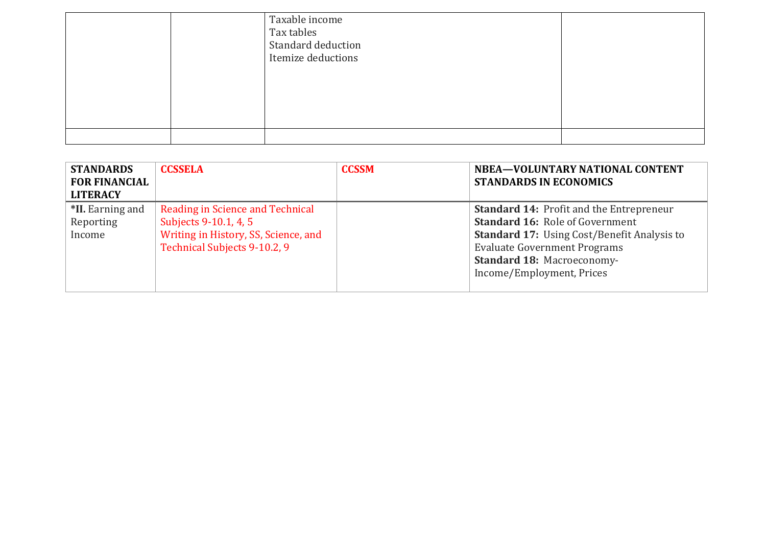| | | | |
|---|---|---|---|
| | | Taxable income<br>Tax tables<br>Standard deduction<br>Itemize deductions | |
| | | | |

| STANDARDS FOR FINANCIAL LITERACY | CCSSELA | CCSSM | NBEA—VOLUNTARY NATIONAL CONTENT STANDARDS IN ECONOMICS |
|---|---|---|---|
| ***II.** Earning and Reporting Income | Reading in Science and Technical Subjects 9-10.1, 4, 5<br>Writing in History, SS, Science, and Technical Subjects 9-10.2, 9 | | **Standard 14:** Profit and the Entrepreneur<br>**Standard 16:** Role of Government<br>**Standard 17:** Using Cost/Benefit Analysis to Evaluate Government Programs<br>**Standard 18:** Macroeconomy-Income/Employment, Prices |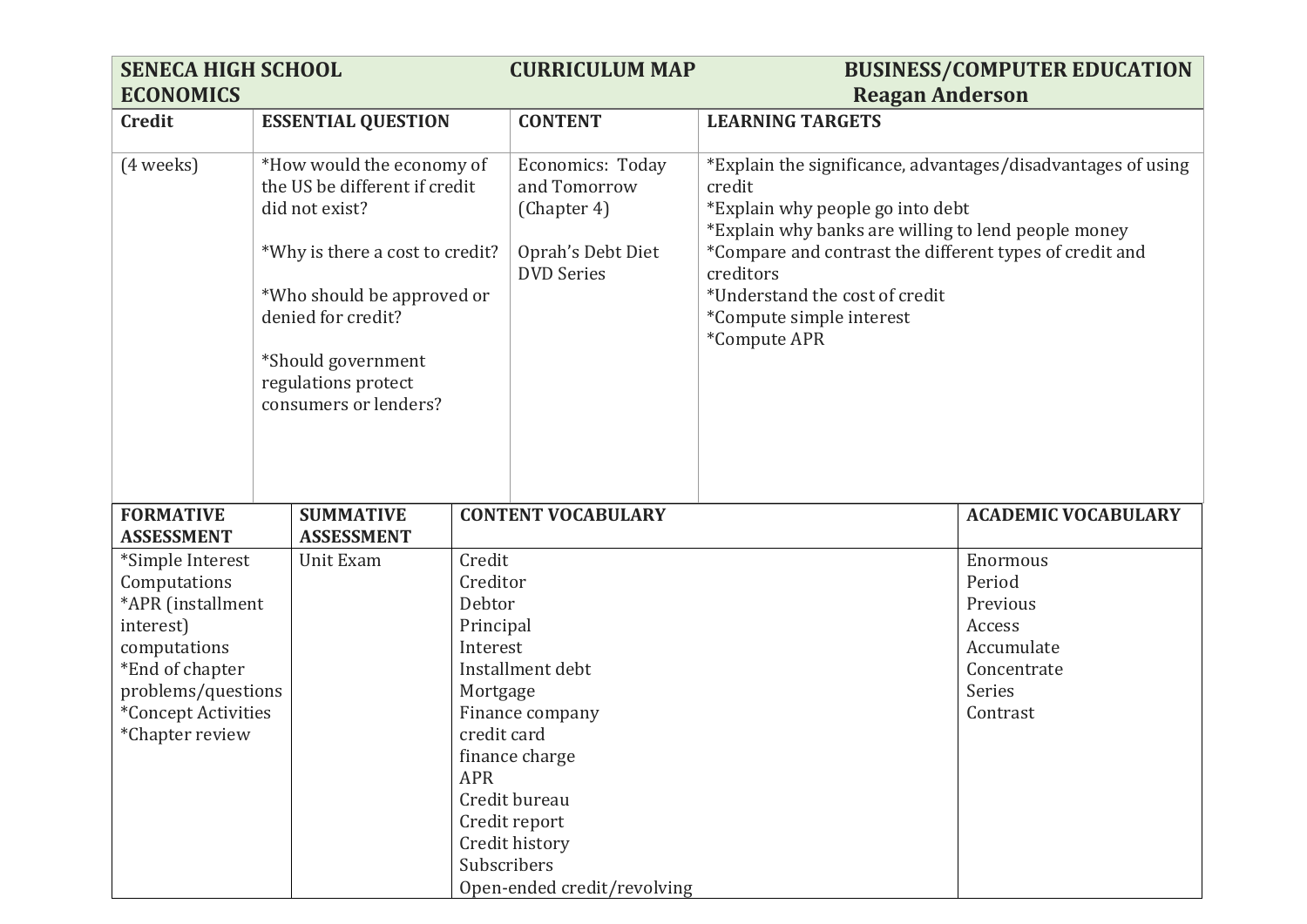| SENECA HIGH SCHOOL ECONOMICS | CURRICULUM MAP | BUSINESS/COMPUTER EDUCATION Reagan Anderson |
|---|---|---|

| Credit | ESSENTIAL QUESTION | CONTENT | LEARNING TARGETS |
|---|---|---|---|
| (4 weeks) | *How would the economy of the US be different if credit did not exist?<br><br>*Why is there a cost to credit?<br><br>*Who should be approved or denied for credit?<br><br>*Should government regulations protect consumers or lenders? | Economics: Today and Tomorrow (Chapter 4)<br><br>Oprah's Debt Diet DVD Series | *Explain the significance, advantages/disadvantages of using credit<br>*Explain why people go into debt<br>*Explain why banks are willing to lend people money<br>*Compare and contrast the different types of credit and creditors<br>*Understand the cost of credit<br>*Compute simple interest<br>*Compute APR |

| FORMATIVE ASSESSMENT | SUMMATIVE ASSESSMENT | CONTENT VOCABULARY | ACADEMIC VOCABULARY |
|---|---|---|---|
| *Simple Interest Computations<br>*APR (installment interest) computations<br>*End of chapter problems/questions<br>*Concept Activities<br>*Chapter review | Unit Exam | Credit<br>Creditor<br>Debtor<br>Principal<br>Interest<br>Installment debt<br>Mortgage<br>Finance company<br>credit card<br>finance charge<br>APR<br>Credit bureau<br>Credit report<br>Credit history<br>Subscribers<br>Open-ended credit/revolving | Enormous<br>Period<br>Previous<br>Access<br>Accumulate<br>Concentrate<br>Series<br>Contrast |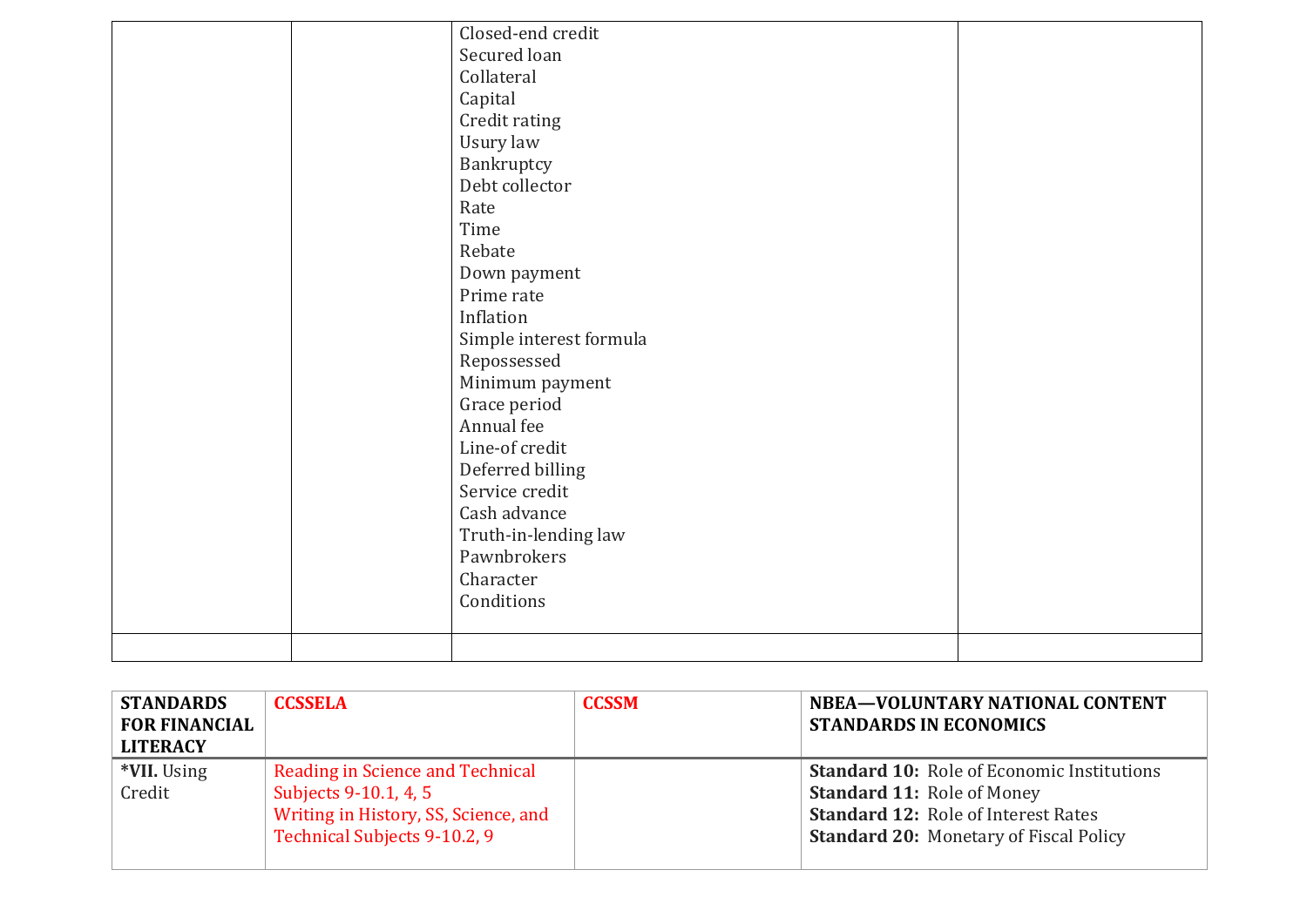| | | | |
|---|---|---|---|
| | | Closed-end credit<br>Secured loan<br>Collateral<br>Capital<br>Credit rating<br>Usury law<br>Bankruptcy<br>Debt collector<br>Rate<br>Time<br>Rebate<br>Down payment<br>Prime rate<br>Inflation<br>Simple interest formula<br>Repossessed<br>Minimum payment<br>Grace period<br>Annual fee<br>Line-of credit<br>Deferred billing<br>Service credit<br>Cash advance<br>Truth-in-lending law<br>Pawnbrokers<br>Character<br>Conditions | |
| | | | |

| STANDARDS FOR FINANCIAL LITERACY | CCSSELA | CCSSM | NBEA—VOLUNTARY NATIONAL CONTENT STANDARDS IN ECONOMICS |
|---|---|---|---|
| ***VII.** Using Credit | Reading in Science and Technical Subjects 9-10.1, 4, 5<br>Writing in History, SS, Science, and Technical Subjects 9-10.2, 9 | | **Standard 10:** Role of Economic Institutions<br>**Standard 11:** Role of Money<br>**Standard 12:** Role of Interest Rates<br>**Standard 20:** Monetary of Fiscal Policy |